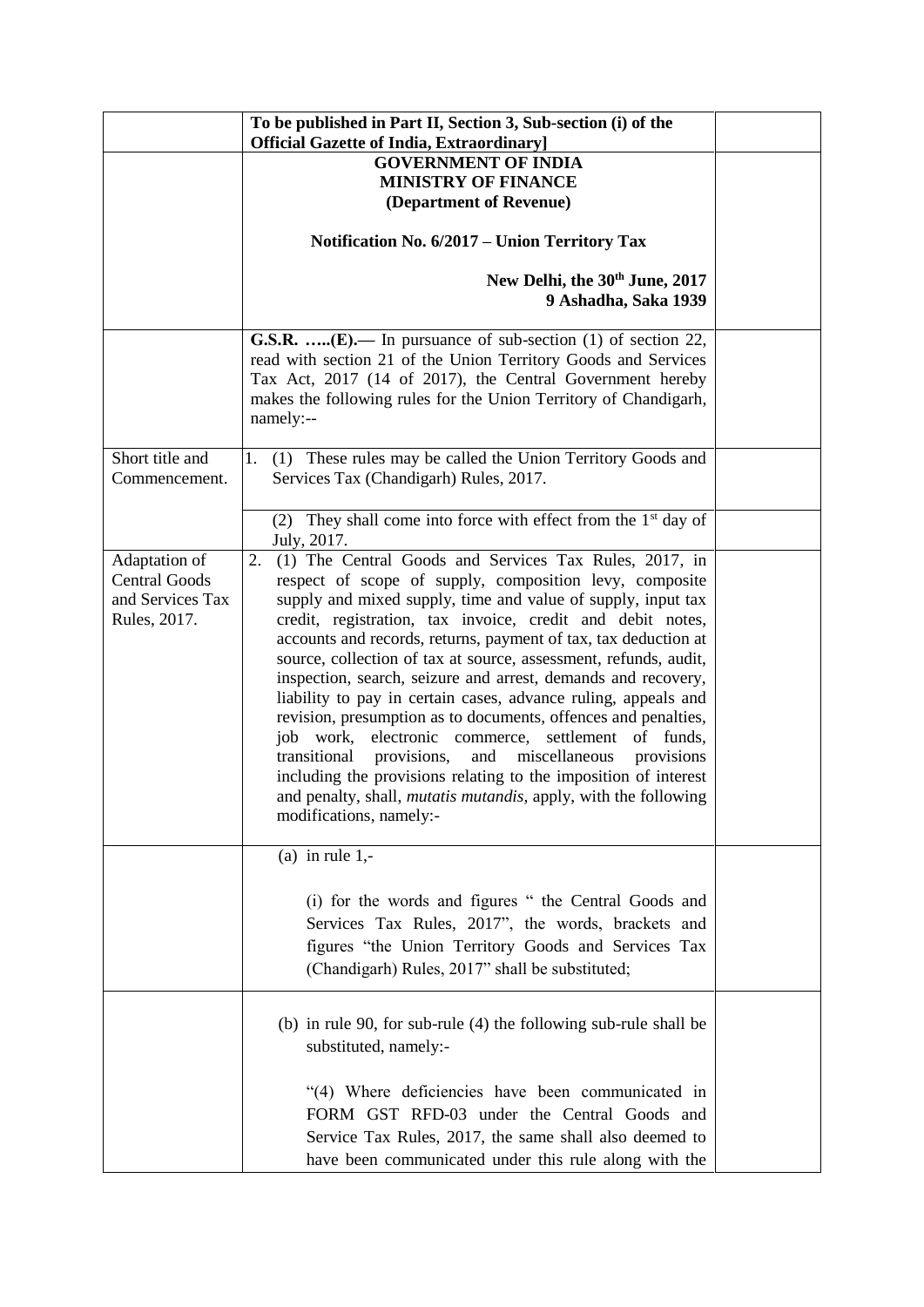| | To be published in Part II, Section 3, Sub-section (i) of the Official Gazette of India, Extraordinary] | |
|---|---|---|
| | **GOVERNMENT OF INDIA**<br>**MINISTRY OF FINANCE**<br>**(Department of Revenue)**<br><br>**Notification No. 6/2017 – Union Territory Tax**<br><br>**New Delhi, the 30th June, 2017**<br>**9 Ashadha, Saka 1939** | |
| | **G.S.R. …..(E).—** In pursuance of sub-section (1) of section 22, read with section 21 of the Union Territory Goods and Services Tax Act, 2017 (14 of 2017), the Central Government hereby makes the following rules for the Union Territory of Chandigarh, namely:-- | |
| Short title and Commencement. | 1. (1) These rules may be called the Union Territory Goods and Services Tax (Chandigarh) Rules, 2017. | |
| | (2) They shall come into force with effect from the 1st day of July, 2017. | |
| Adaptation of Central Goods and Services Tax Rules, 2017. | 2. (1) The Central Goods and Services Tax Rules, 2017, in respect of scope of supply, composition levy, composite supply and mixed supply, time and value of supply, input tax credit, registration, tax invoice, credit and debit notes, accounts and records, returns, payment of tax, tax deduction at source, collection of tax at source, assessment, refunds, audit, inspection, search, seizure and arrest, demands and recovery, liability to pay in certain cases, advance ruling, appeals and revision, presumption as to documents, offences and penalties, job work, electronic commerce, settlement of funds, transitional provisions, and miscellaneous provisions including the provisions relating to the imposition of interest and penalty, shall, *mutatis mutandis*, apply, with the following modifications, namely:- | |
| | (a) in rule 1,-<br><br>(i) for the words and figures " the Central Goods and Services Tax Rules, 2017", the words, brackets and figures "the Union Territory Goods and Services Tax (Chandigarh) Rules, 2017" shall be substituted; | |
| | (b) in rule 90, for sub-rule (4) the following sub-rule shall be substituted, namely:-<br><br>"(4) Where deficiencies have been communicated in FORM GST RFD-03 under the Central Goods and Service Tax Rules, 2017, the same shall also deemed to have been communicated under this rule along with the | |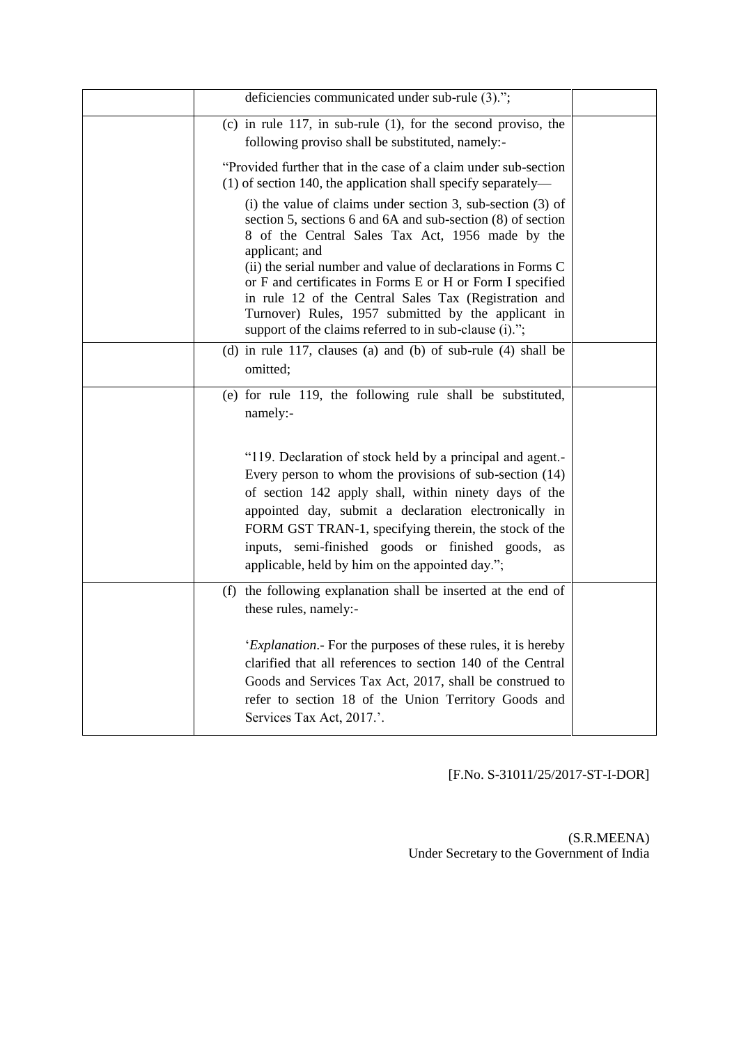| | | |
|---|---|---|
| | deficiencies communicated under sub-rule (3).”; | |
| | (c) in rule 117, in sub-rule (1), for the second proviso, the following proviso shall be substituted, namely:-<br><br>“Provided further that in the case of a claim under sub-section (1) of section 140, the application shall specify separately—<br><br>(i) the value of claims under section 3, sub-section (3) of section 5, sections 6 and 6A and sub-section (8) of section 8 of the Central Sales Tax Act, 1956 made by the applicant; and<br>(ii) the serial number and value of declarations in Forms C or F and certificates in Forms E or H or Form I specified in rule 12 of the Central Sales Tax (Registration and Turnover) Rules, 1957 submitted by the applicant in support of the claims referred to in sub-clause (i).”; | |
| | (d) in rule 117, clauses (a) and (b) of sub-rule (4) shall be omitted; | |
| | (e) for rule 119, the following rule shall be substituted, namely:-<br><br>“119. Declaration of stock held by a principal and agent.- Every person to whom the provisions of sub-section (14) of section 142 apply shall, within ninety days of the appointed day, submit a declaration electronically in FORM GST TRAN-1, specifying therein, the stock of the inputs, semi-finished goods or finished goods, as applicable, held by him on the appointed day.”; | |
| | (f) the following explanation shall be inserted at the end of these rules, namely:-<br><br>‘*Explanation*.- For the purposes of these rules, it is hereby clarified that all references to section 140 of the Central Goods and Services Tax Act, 2017, shall be construed to refer to section 18 of the Union Territory Goods and Services Tax Act, 2017.’. | |

[F.No. S-31011/25/2017-ST-I-DOR]

(S.R.MEENA)
Under Secretary to the Government of India